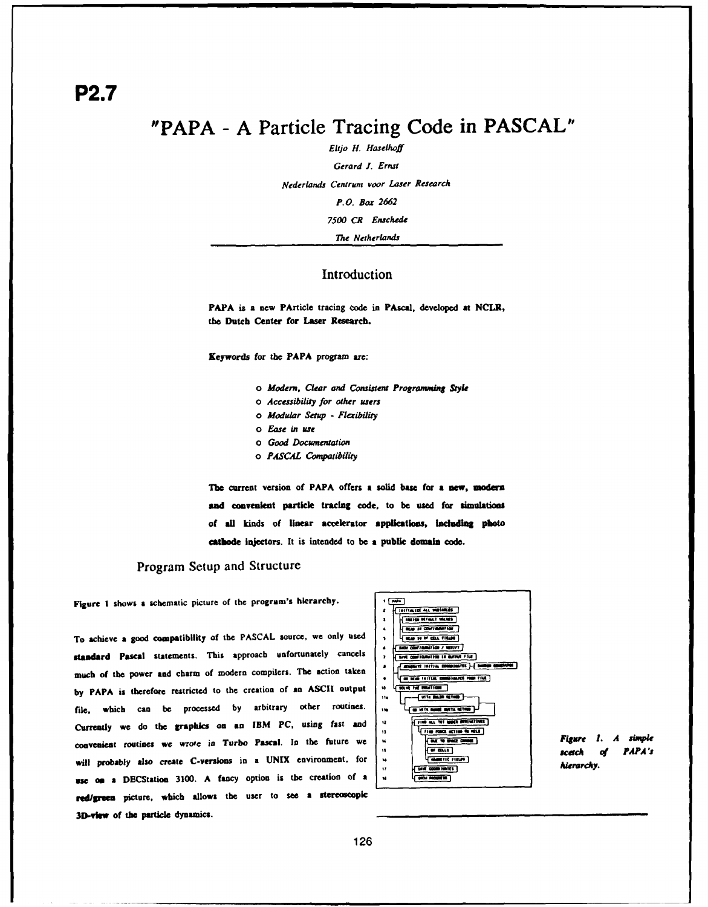**P2.7**

# "PAPA - A Particle Tracing Code in PASCAL"

*Eltjo H. Haselhoff*

*Gerard J. Ernst*

*Nederlands Centrum voor Laser Research*

*P.O. Box 2662*

*7500 CR Enschede*

*The Netherlands*

## Introduction

**PAPA is a new PArticle tracing code in PAscal, developed at NCLR, the Dutch Center for Laser Research.**

**Keywords for the PAPA program are:**

- *Modern, Clear and Consistent Programming Style*
- *Accessibility for other users*
- *Modular Setup - Flexibility*
- *Ease in use*
- *Good Documentation*
- *PASCAL Compatibility*

**The current version of PAPA offers a solid base for a new, modern and convenient particle tracing code, to be used for simulations of all kinds of linear accelerator applications, including photo cathode injectors.** It is intended to be a **public domain** code.

## Program Setup and Structure

Figure 1 shows a schematic picture of the program's hierarchy.

To achieve a good **compatibility** of the PASCAL source, we only used **standard Pascal** statements. This approach unfortunately cancels much of the power and charm of modern compilers. The action taken by PAPA is therefore restricted to the creation of an ASCII output file, which can be processed by arbitrary other routines. Currently we do the **graphics** on an IBM PC, using fast and convenient routines we wrote in Turbo Pascal. In the future we will probably also create C-versions in a UNIX environment, for use on a DECStation 3100. A fancy option is the creation of a **red/green** picture, which allows the user to see a **stereoscopic 3D-view** of the particle dynamics.

*Figure 1. A simple scetch of PAPA's hierarchy.*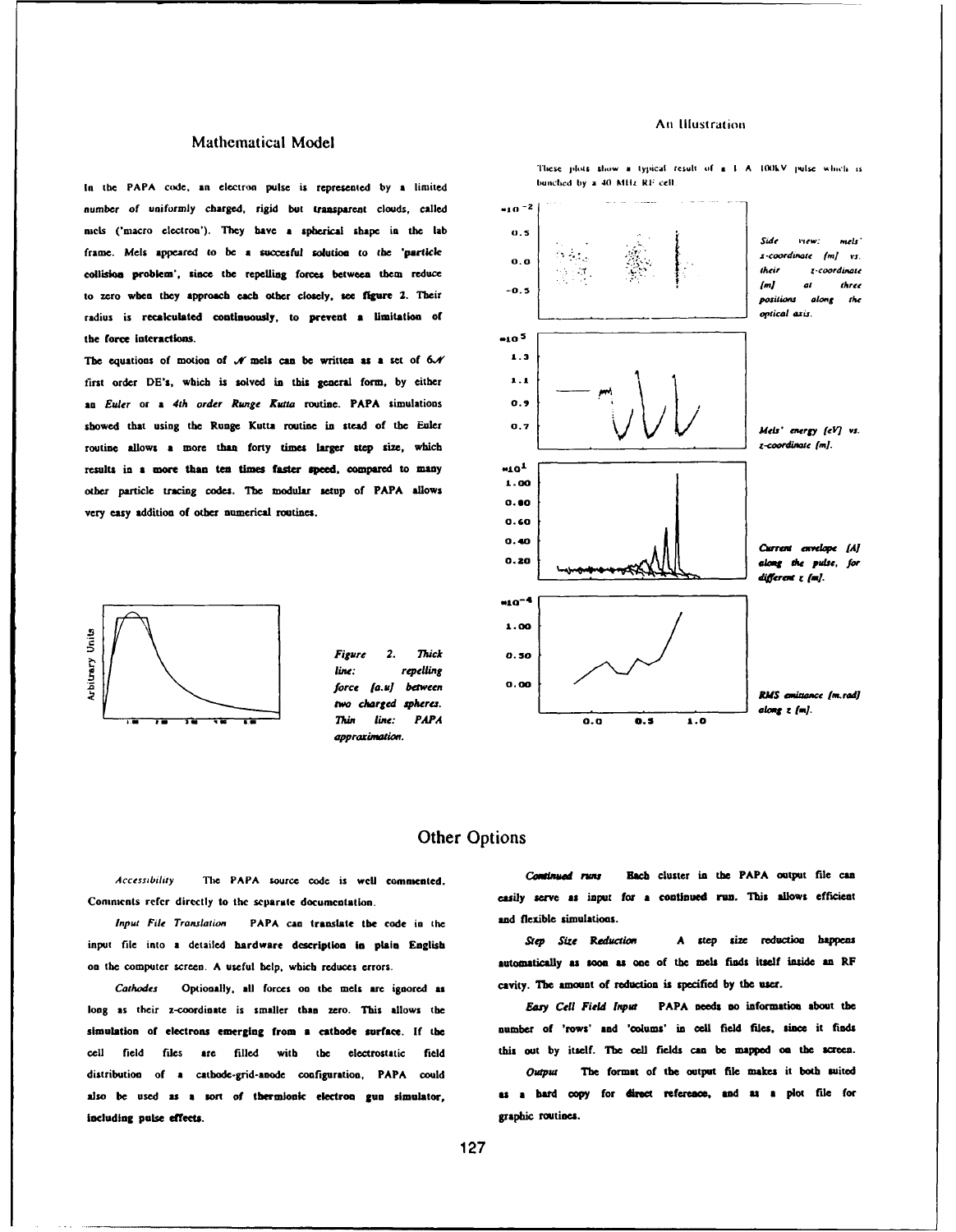## Mathematical Model

In the PAPA code, an electron pulse is represented by a limited number of uniformly charged, rigid but transparent clouds, called mels ('macro electron'). They have a spherical shape in the lab frame. Mels appeared to be a successful solution to the 'particle collision problem', since the repelling forces between them reduce to zero when they approach each other closely, see figure 2. Their radius is recalculated continuously, to prevent a limitation of the force interactions.

The equations of motion of $\mathcal{N}$ mels can be written as a set of $6\mathcal{N}$ first order DE's, which is solved in this general form, by either an *Euler* or a *4th order Runge Kutta* routine. PAPA simulations showed that using the Runge Kutta routine in stead of the Euler routine allows a more than forty times larger step size, which results in a more than ten times faster speed, compared to many other particle tracing codes. The modular setup of PAPA allows very easy addition of other numerical routines.

Arbitrary Units

*Figure 2. Thick line: repelling force [a.u] between two charged spheres. Thin line: PAPA approximation.*

## An Illustration

These plots show a typical result of a 1 A 100kV pulse which is bunched by a 40 MHz RF cell.

$*10^{-2}$
0.5
0.0
-0.5

*Side view: mels' x-coordinate [m] vs. their z-coordinate [m] at three positions along the optical axis.*

$*10^{5}$
1.3
1.1
0.9
0.7

*Mels' energy [eV] vs. z-coordinate [m].*

$*10^{1}$
1.00
0.80
0.60
0.40
0.20

*Current envelope [A] along the pulse, for different z [m].*

$*10^{-4}$
1.00
0.50
0.00

0.0 0.5 1.0

*RMS emittance [m.rad] along z [m].*

## Other Options

*Accessibility* The PAPA source code is well commented. Comments refer directly to the separate documentation.

*Input File Translation* PAPA can translate the code in the input file into a detailed hardware description in plain English on the computer screen. A useful help, which reduces errors.

*Cathodes* Optionally, all forces on the mels are ignored as long as their z-coordinate is smaller than zero. This allows the simulation of electrons emerging from a cathode surface. If the cell field files are filled with the electrostatic field distribution of a cathode-grid-anode configuration, PAPA could also be used as a sort of thermionic electron gun simulator, including pulse effects.

*Continued runs* Each cluster in the PAPA output file can easily serve as input for a continued run. This allows efficient and flexible simulations.

*Step Size Reduction* A step size reduction happens automatically as soon as one of the mels finds itself inside an RF cavity. The amount of reduction is specified by the user.

*Easy Cell Field Input* PAPA needs no information about the number of 'rows' and 'colums' in cell field files, since it finds this out by itself. The cell fields can be mapped on the screen.

*Output* The format of the output file makes it both suited as a hard copy for direct reference, and as a plot file for graphic routines.